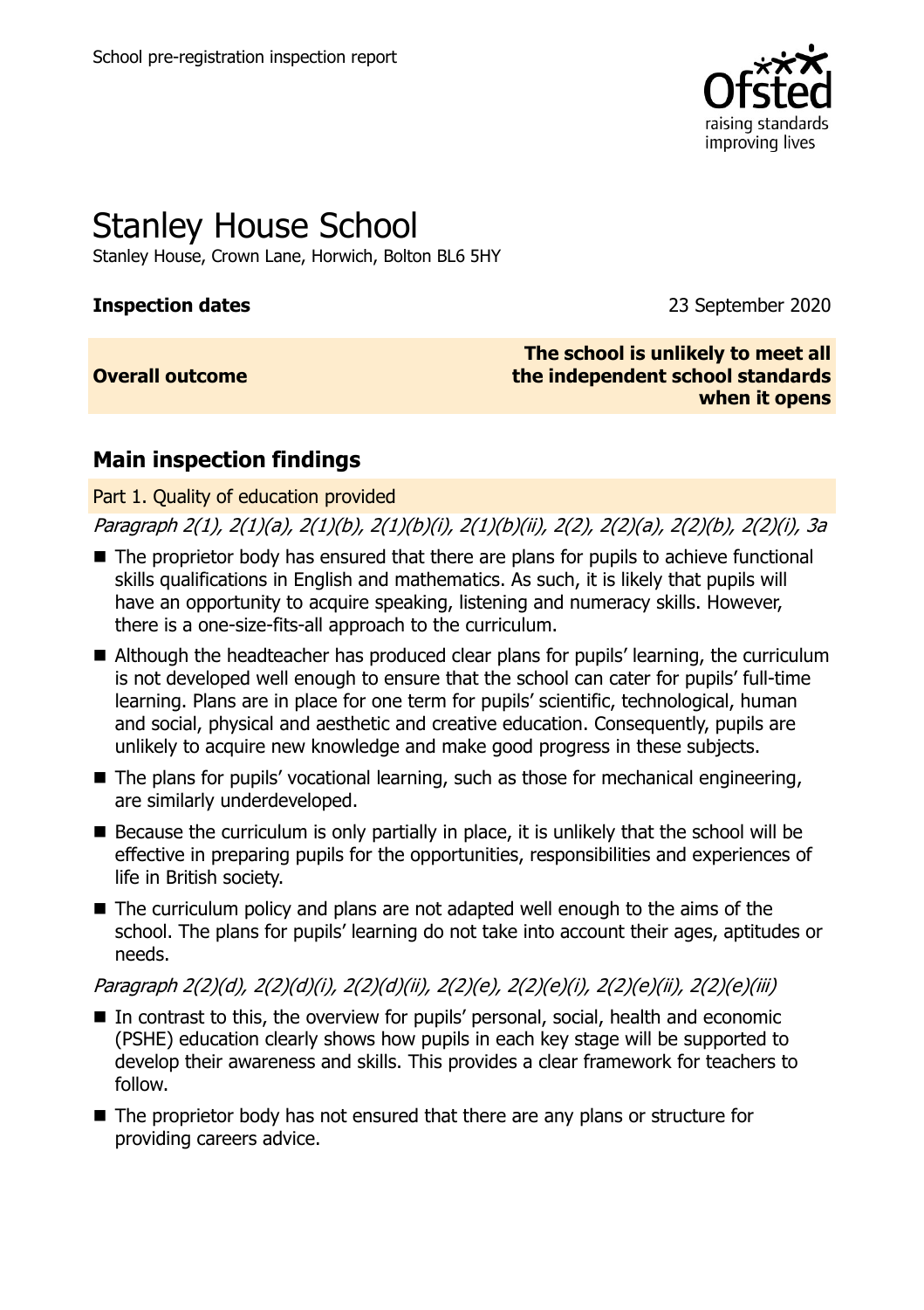School pre-registration inspection report

# Stanley House School

Stanley House, Crown Lane, Horwich, Bolton BL6 5HY

| **Inspection dates** | 23 September 2020 |
| --- | --- |
| **Overall outcome** | **The school is unlikely to meet all the independent school standards when it opens** |

## Main inspection findings

### Part 1. Quality of education provided

*Paragraph 2(1), 2(1)(a), 2(1)(b), 2(1)(b)(i), 2(1)(b)(ii), 2(2), 2(2)(a), 2(2)(b), 2(2)(i), 3a*

- The proprietor body has ensured that there are plans for pupils to achieve functional skills qualifications in English and mathematics. As such, it is likely that pupils will have an opportunity to acquire speaking, listening and numeracy skills. However, there is a one-size-fits-all approach to the curriculum.
- Although the headteacher has produced clear plans for pupils' learning, the curriculum is not developed well enough to ensure that the school can cater for pupils' full-time learning. Plans are in place for one term for pupils' scientific, technological, human and social, physical and aesthetic and creative education. Consequently, pupils are unlikely to acquire new knowledge and make good progress in these subjects.
- The plans for pupils' vocational learning, such as those for mechanical engineering, are similarly underdeveloped.
- Because the curriculum is only partially in place, it is unlikely that the school will be effective in preparing pupils for the opportunities, responsibilities and experiences of life in British society.
- The curriculum policy and plans are not adapted well enough to the aims of the school. The plans for pupils' learning do not take into account their ages, aptitudes or needs.

*Paragraph 2(2)(d), 2(2)(d)(i), 2(2)(d)(ii), 2(2)(e), 2(2)(e)(i), 2(2)(e)(ii), 2(2)(e)(iii)*

- In contrast to this, the overview for pupils' personal, social, health and economic (PSHE) education clearly shows how pupils in each key stage will be supported to develop their awareness and skills. This provides a clear framework for teachers to follow.
- The proprietor body has not ensured that there are any plans or structure for providing careers advice.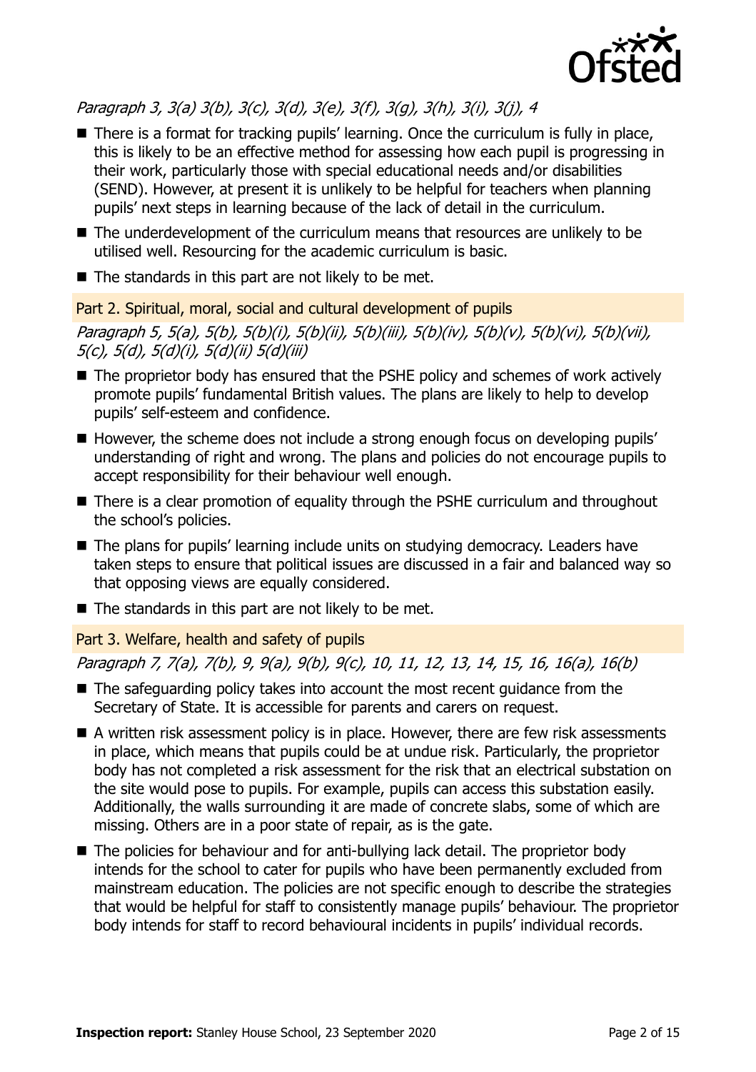*Paragraph 3, 3(a) 3(b), 3(c), 3(d), 3(e), 3(f), 3(g), 3(h), 3(i), 3(j), 4*

- There is a format for tracking pupils' learning. Once the curriculum is fully in place, this is likely to be an effective method for assessing how each pupil is progressing in their work, particularly those with special educational needs and/or disabilities (SEND). However, at present it is unlikely to be helpful for teachers when planning pupils' next steps in learning because of the lack of detail in the curriculum.
- The underdevelopment of the curriculum means that resources are unlikely to be utilised well. Resourcing for the academic curriculum is basic.
- The standards in this part are not likely to be met.

## Part 2. Spiritual, moral, social and cultural development of pupils

*Paragraph 5, 5(a), 5(b), 5(b)(i), 5(b)(ii), 5(b)(iii), 5(b)(iv), 5(b)(v), 5(b)(vi), 5(b)(vii), 5(c), 5(d), 5(d)(i), 5(d)(ii) 5(d)(iii)*

- The proprietor body has ensured that the PSHE policy and schemes of work actively promote pupils' fundamental British values. The plans are likely to help to develop pupils' self-esteem and confidence.
- However, the scheme does not include a strong enough focus on developing pupils' understanding of right and wrong. The plans and policies do not encourage pupils to accept responsibility for their behaviour well enough.
- There is a clear promotion of equality through the PSHE curriculum and throughout the school's policies.
- The plans for pupils' learning include units on studying democracy. Leaders have taken steps to ensure that political issues are discussed in a fair and balanced way so that opposing views are equally considered.
- The standards in this part are not likely to be met.

## Part 3. Welfare, health and safety of pupils

*Paragraph 7, 7(a), 7(b), 9, 9(a), 9(b), 9(c), 10, 11, 12, 13, 14, 15, 16, 16(a), 16(b)*

- The safeguarding policy takes into account the most recent guidance from the Secretary of State. It is accessible for parents and carers on request.
- A written risk assessment policy is in place. However, there are few risk assessments in place, which means that pupils could be at undue risk. Particularly, the proprietor body has not completed a risk assessment for the risk that an electrical substation on the site would pose to pupils. For example, pupils can access this substation easily. Additionally, the walls surrounding it are made of concrete slabs, some of which are missing. Others are in a poor state of repair, as is the gate.
- The policies for behaviour and for anti-bullying lack detail. The proprietor body intends for the school to cater for pupils who have been permanently excluded from mainstream education. The policies are not specific enough to describe the strategies that would be helpful for staff to consistently manage pupils' behaviour. The proprietor body intends for staff to record behavioural incidents in pupils' individual records.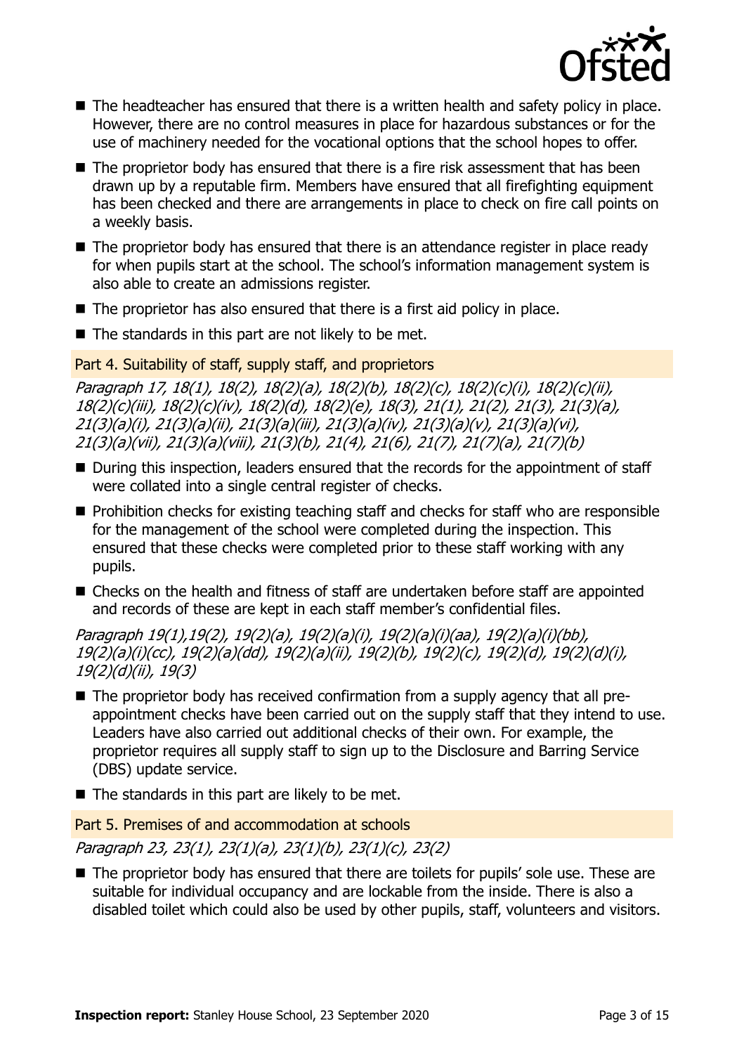- The headteacher has ensured that there is a written health and safety policy in place. However, there are no control measures in place for hazardous substances or for the use of machinery needed for the vocational options that the school hopes to offer.
- The proprietor body has ensured that there is a fire risk assessment that has been drawn up by a reputable firm. Members have ensured that all firefighting equipment has been checked and there are arrangements in place to check on fire call points on a weekly basis.
- The proprietor body has ensured that there is an attendance register in place ready for when pupils start at the school. The school's information management system is also able to create an admissions register.
- The proprietor has also ensured that there is a first aid policy in place.
- The standards in this part are not likely to be met.

## Part 4. Suitability of staff, supply staff, and proprietors

*Paragraph 17, 18(1), 18(2), 18(2)(a), 18(2)(b), 18(2)(c), 18(2)(c)(i), 18(2)(c)(ii), 18(2)(c)(iii), 18(2)(c)(iv), 18(2)(d), 18(2)(e), 18(3), 21(1), 21(2), 21(3), 21(3)(a), 21(3)(a)(i), 21(3)(a)(ii), 21(3)(a)(iii), 21(3)(a)(iv), 21(3)(a)(v), 21(3)(a)(vi), 21(3)(a)(vii), 21(3)(a)(viii), 21(3)(b), 21(4), 21(6), 21(7), 21(7)(a), 21(7)(b)*

- During this inspection, leaders ensured that the records for the appointment of staff were collated into a single central register of checks.
- Prohibition checks for existing teaching staff and checks for staff who are responsible for the management of the school were completed during the inspection. This ensured that these checks were completed prior to these staff working with any pupils.
- Checks on the health and fitness of staff are undertaken before staff are appointed and records of these are kept in each staff member's confidential files.

*Paragraph 19(1),19(2), 19(2)(a), 19(2)(a)(i), 19(2)(a)(i)(aa), 19(2)(a)(i)(bb), 19(2)(a)(i)(cc), 19(2)(a)(dd), 19(2)(a)(ii), 19(2)(b), 19(2)(c), 19(2)(d), 19(2)(d)(i), 19(2)(d)(ii), 19(3)*

- The proprietor body has received confirmation from a supply agency that all pre-appointment checks have been carried out on the supply staff that they intend to use. Leaders have also carried out additional checks of their own. For example, the proprietor requires all supply staff to sign up to the Disclosure and Barring Service (DBS) update service.
- The standards in this part are likely to be met.

## Part 5. Premises of and accommodation at schools

*Paragraph 23, 23(1), 23(1)(a), 23(1)(b), 23(1)(c), 23(2)*

- The proprietor body has ensured that there are toilets for pupils' sole use. These are suitable for individual occupancy and are lockable from the inside. There is also a disabled toilet which could also be used by other pupils, staff, volunteers and visitors.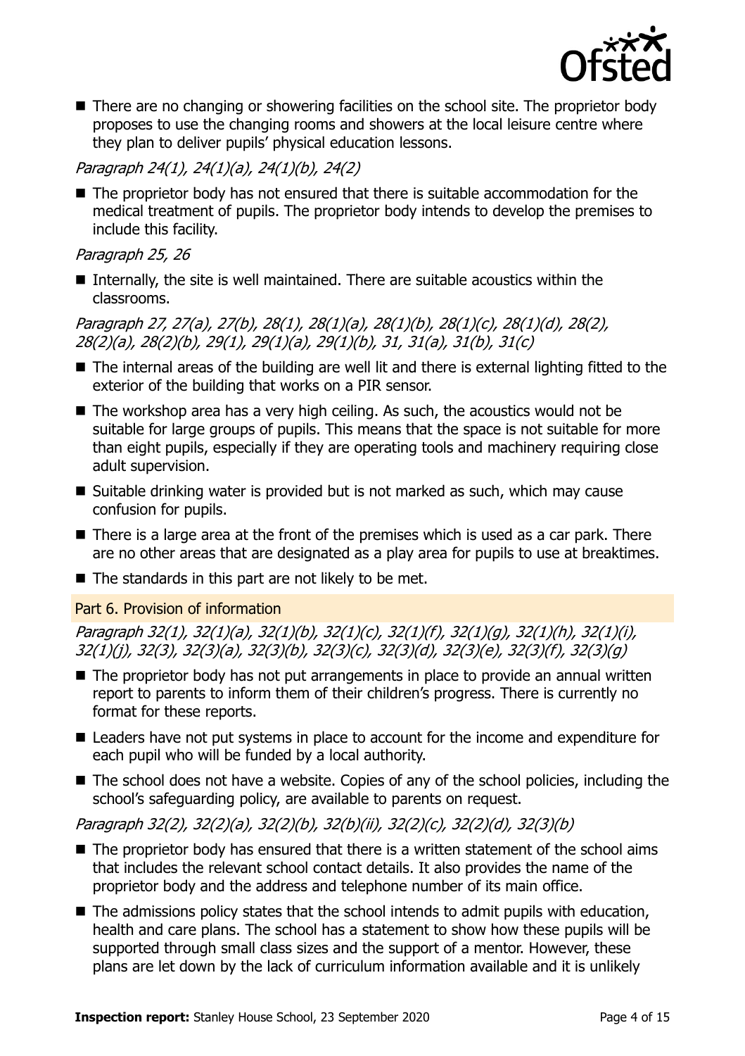- There are no changing or showering facilities on the school site. The proprietor body proposes to use the changing rooms and showers at the local leisure centre where they plan to deliver pupils' physical education lessons.

*Paragraph 24(1), 24(1)(a), 24(1)(b), 24(2)*

- The proprietor body has not ensured that there is suitable accommodation for the medical treatment of pupils. The proprietor body intends to develop the premises to include this facility.

*Paragraph 25, 26*

- Internally, the site is well maintained. There are suitable acoustics within the classrooms.

*Paragraph 27, 27(a), 27(b), 28(1), 28(1)(a), 28(1)(b), 28(1)(c), 28(1)(d), 28(2), 28(2)(a), 28(2)(b), 29(1), 29(1)(a), 29(1)(b), 31, 31(a), 31(b), 31(c)*

- The internal areas of the building are well lit and there is external lighting fitted to the exterior of the building that works on a PIR sensor.
- The workshop area has a very high ceiling. As such, the acoustics would not be suitable for large groups of pupils. This means that the space is not suitable for more than eight pupils, especially if they are operating tools and machinery requiring close adult supervision.
- Suitable drinking water is provided but is not marked as such, which may cause confusion for pupils.
- There is a large area at the front of the premises which is used as a car park. There are no other areas that are designated as a play area for pupils to use at breaktimes.
- The standards in this part are not likely to be met.

## Part 6. Provision of information

*Paragraph 32(1), 32(1)(a), 32(1)(b), 32(1)(c), 32(1)(f), 32(1)(g), 32(1)(h), 32(1)(i), 32(1)(j), 32(3), 32(3)(a), 32(3)(b), 32(3)(c), 32(3)(d), 32(3)(e), 32(3)(f), 32(3)(g)*

- The proprietor body has not put arrangements in place to provide an annual written report to parents to inform them of their children's progress. There is currently no format for these reports.
- Leaders have not put systems in place to account for the income and expenditure for each pupil who will be funded by a local authority.
- The school does not have a website. Copies of any of the school policies, including the school's safeguarding policy, are available to parents on request.

*Paragraph 32(2), 32(2)(a), 32(2)(b), 32(b)(ii), 32(2)(c), 32(2)(d), 32(3)(b)*

- The proprietor body has ensured that there is a written statement of the school aims that includes the relevant school contact details. It also provides the name of the proprietor body and the address and telephone number of its main office.
- The admissions policy states that the school intends to admit pupils with education, health and care plans. The school has a statement to show how these pupils will be supported through small class sizes and the support of a mentor. However, these plans are let down by the lack of curriculum information available and it is unlikely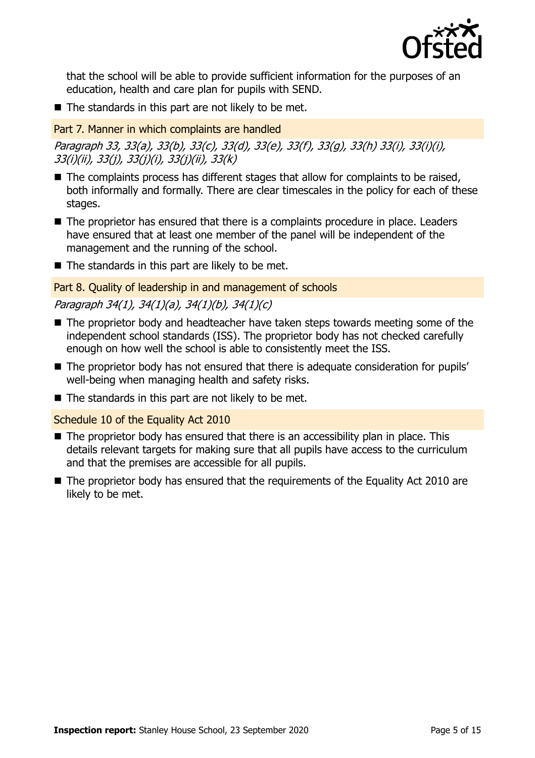that the school will be able to provide sufficient information for the purposes of an education, health and care plan for pupils with SEND.

- The standards in this part are not likely to be met.

### Part 7. Manner in which complaints are handled

*Paragraph 33, 33(a), 33(b), 33(c), 33(d), 33(e), 33(f), 33(g), 33(h) 33(i), 33(i)(i), 33(i)(ii), 33(j), 33(j)(i), 33(j)(ii), 33(k)*

- The complaints process has different stages that allow for complaints to be raised, both informally and formally. There are clear timescales in the policy for each of these stages.
- The proprietor has ensured that there is a complaints procedure in place. Leaders have ensured that at least one member of the panel will be independent of the management and the running of the school.
- The standards in this part are likely to be met.

### Part 8. Quality of leadership in and management of schools

*Paragraph 34(1), 34(1)(a), 34(1)(b), 34(1)(c)*

- The proprietor body and headteacher have taken steps towards meeting some of the independent school standards (ISS). The proprietor body has not checked carefully enough on how well the school is able to consistently meet the ISS.
- The proprietor body has not ensured that there is adequate consideration for pupils' well-being when managing health and safety risks.
- The standards in this part are not likely to be met.

### Schedule 10 of the Equality Act 2010

- The proprietor body has ensured that there is an accessibility plan in place. This details relevant targets for making sure that all pupils have access to the curriculum and that the premises are accessible for all pupils.
- The proprietor body has ensured that the requirements of the Equality Act 2010 are likely to be met.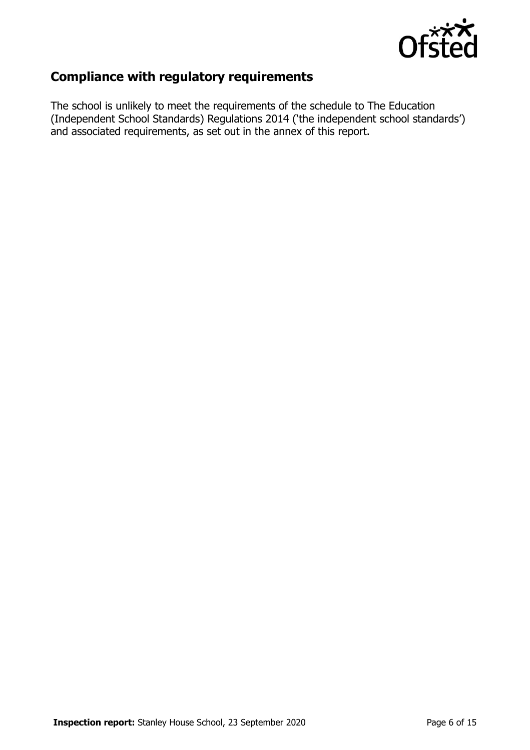## Compliance with regulatory requirements

The school is unlikely to meet the requirements of the schedule to The Education (Independent School Standards) Regulations 2014 ('the independent school standards') and associated requirements, as set out in the annex of this report.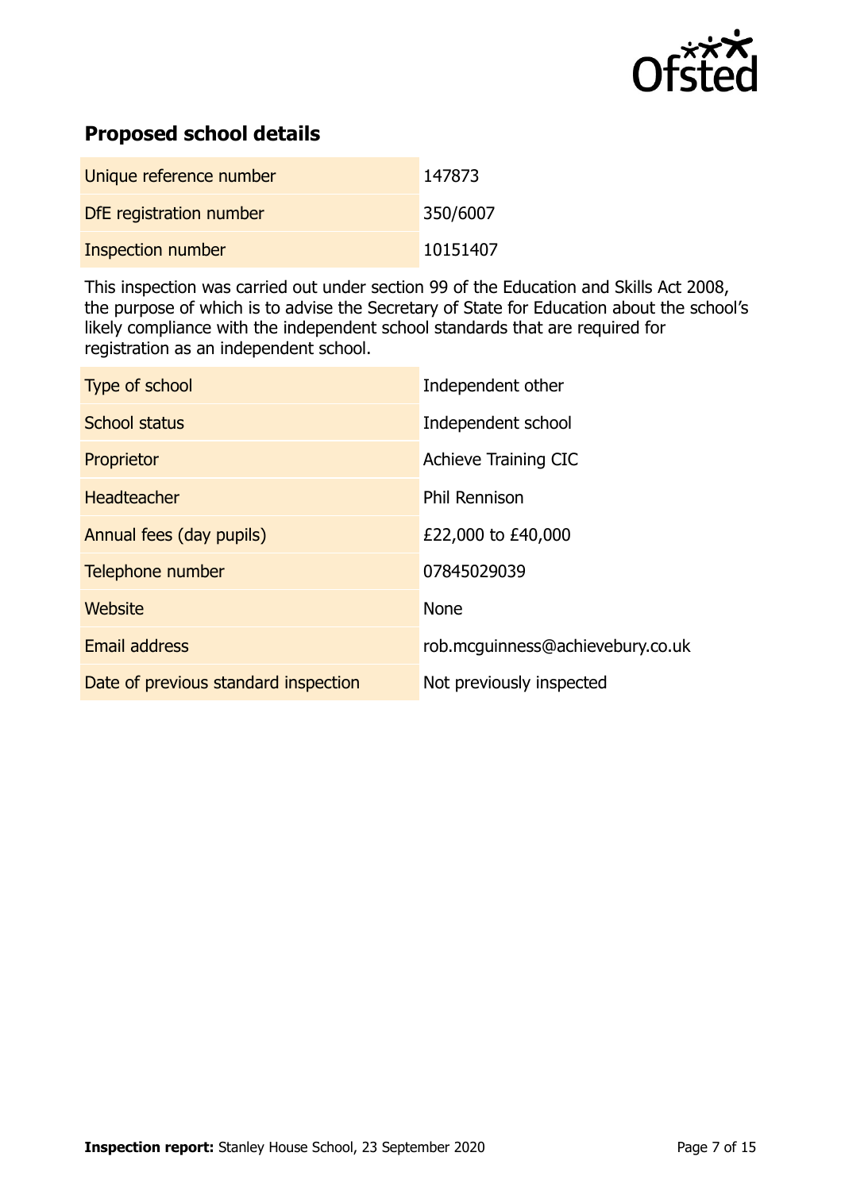## Proposed school details

| | |
| --- | --- |
| Unique reference number | 147873 |
| DfE registration number | 350/6007 |
| Inspection number | 10151407 |

This inspection was carried out under section 99 of the Education and Skills Act 2008, the purpose of which is to advise the Secretary of State for Education about the school's likely compliance with the independent school standards that are required for registration as an independent school.

| | |
| --- | --- |
| Type of school | Independent other |
| School status | Independent school |
| Proprietor | Achieve Training CIC |
| Headteacher | Phil Rennison |
| Annual fees (day pupils) | £22,000 to £40,000 |
| Telephone number | 07845029039 |
| Website | None |
| Email address | rob.mcguinness@achievebury.co.uk |
| Date of previous standard inspection | Not previously inspected |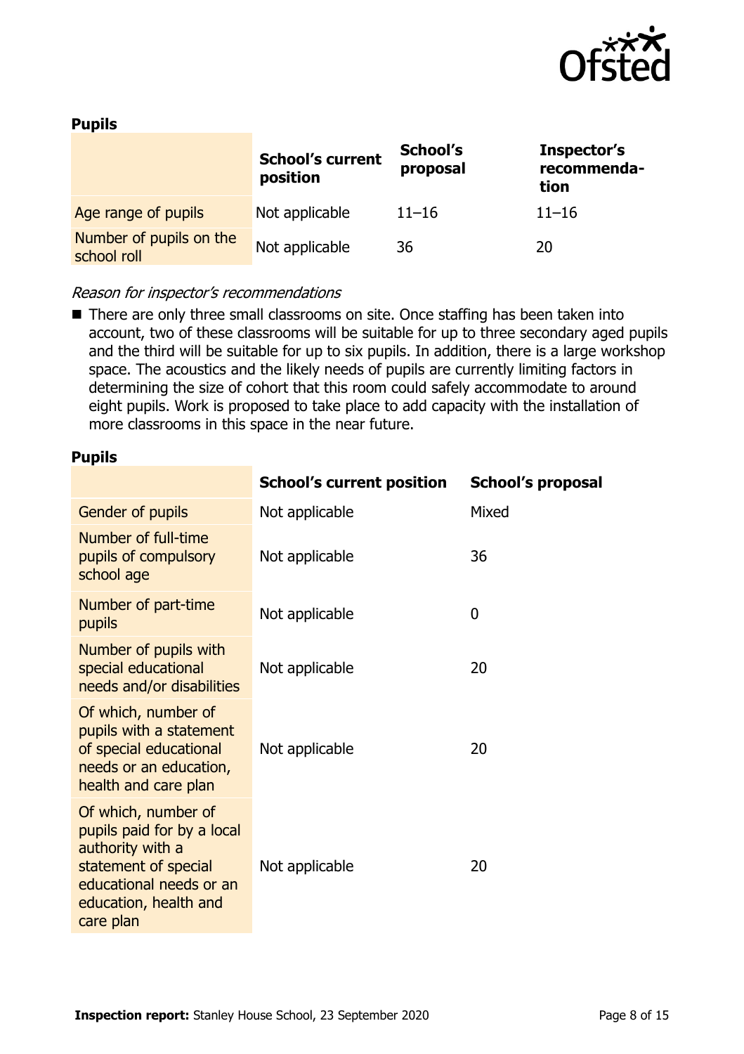**Pupils**

| | School's current position | School's proposal | Inspector's recommendation |
|---|---|---|---|
| Age range of pupils | Not applicable | 11–16 | 11–16 |
| Number of pupils on the school roll | Not applicable | 36 | 20 |

*Reason for inspector's recommendations*

- There are only three small classrooms on site. Once staffing has been taken into account, two of these classrooms will be suitable for up to three secondary aged pupils and the third will be suitable for up to six pupils. In addition, there is a large workshop space. The acoustics and the likely needs of pupils are currently limiting factors in determining the size of cohort that this room could safely accommodate to around eight pupils. Work is proposed to take place to add capacity with the installation of more classrooms in this space in the near future.

**Pupils**

| | School's current position | School's proposal |
|---|---|---|
| Gender of pupils | Not applicable | Mixed |
| Number of full-time pupils of compulsory school age | Not applicable | 36 |
| Number of part-time pupils | Not applicable | 0 |
| Number of pupils with special educational needs and/or disabilities | Not applicable | 20 |
| Of which, number of pupils with a statement of special educational needs or an education, health and care plan | Not applicable | 20 |
| Of which, number of pupils paid for by a local authority with a statement of special educational needs or an education, health and care plan | Not applicable | 20 |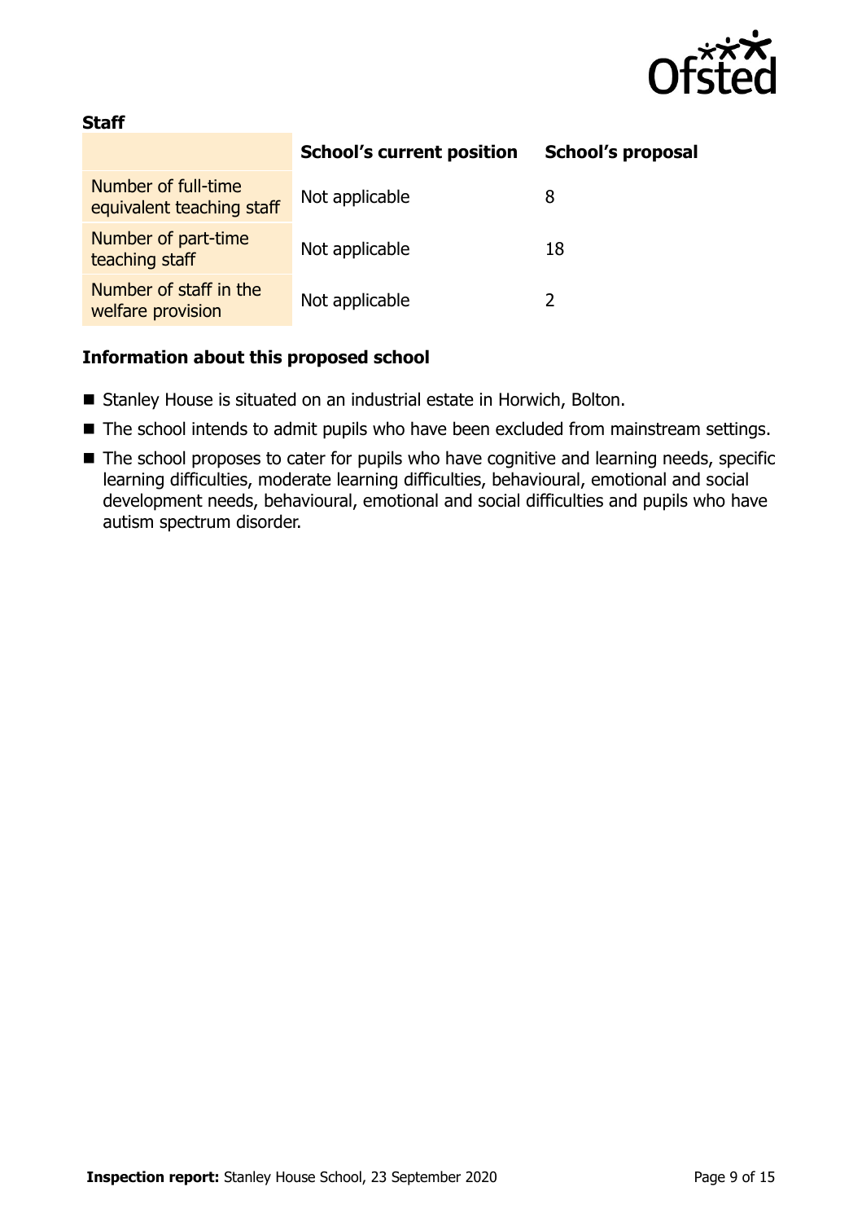**Staff**

| | School's current position | School's proposal |
|---|---|---|
| Number of full-time equivalent teaching staff | Not applicable | 8 |
| Number of part-time teaching staff | Not applicable | 18 |
| Number of staff in the welfare provision | Not applicable | 2 |

### Information about this proposed school

- Stanley House is situated on an industrial estate in Horwich, Bolton.
- The school intends to admit pupils who have been excluded from mainstream settings.
- The school proposes to cater for pupils who have cognitive and learning needs, specific learning difficulties, moderate learning difficulties, behavioural, emotional and social development needs, behavioural, emotional and social difficulties and pupils who have autism spectrum disorder.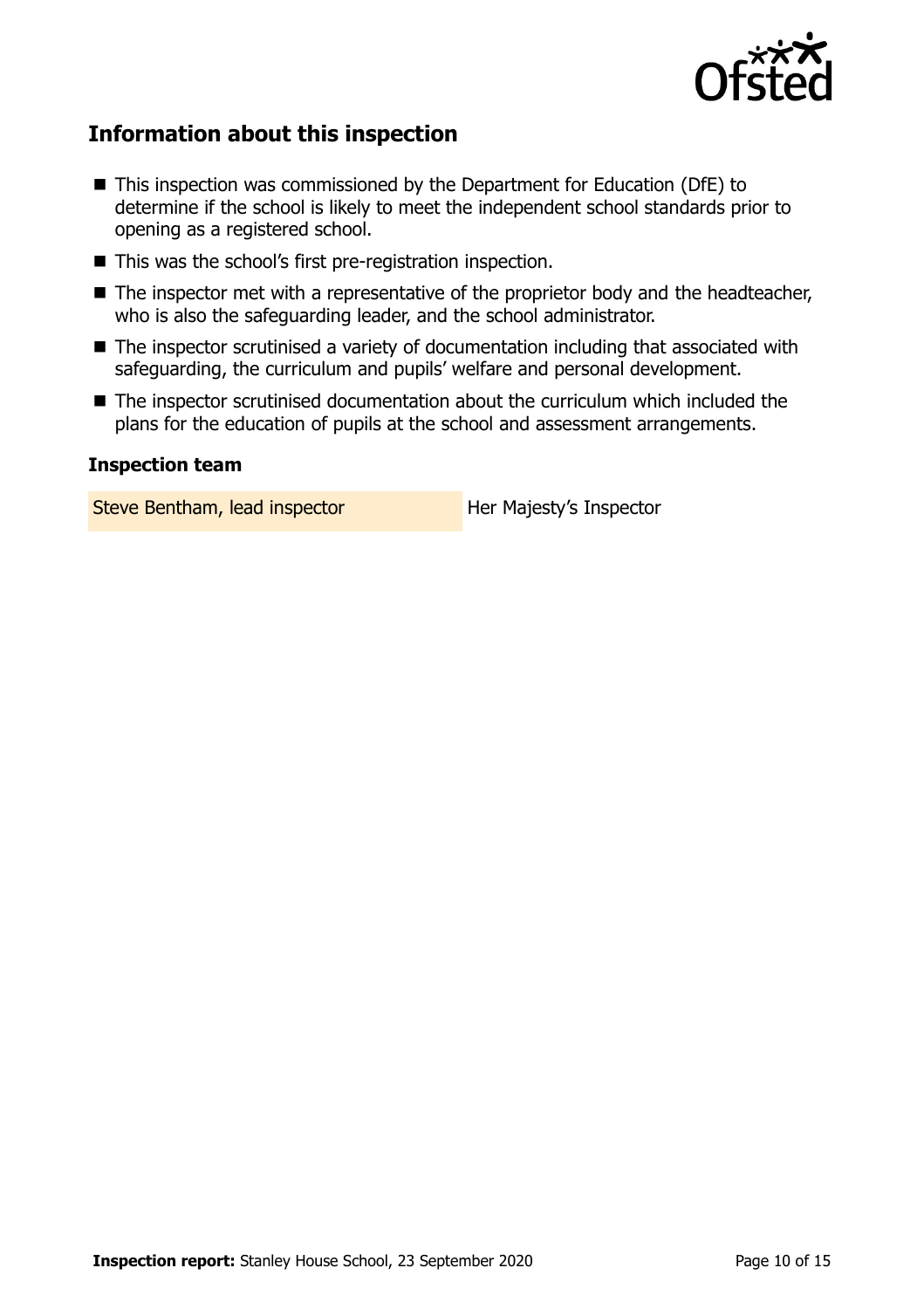## Information about this inspection

- This inspection was commissioned by the Department for Education (DfE) to determine if the school is likely to meet the independent school standards prior to opening as a registered school.
- This was the school's first pre-registration inspection.
- The inspector met with a representative of the proprietor body and the headteacher, who is also the safeguarding leader, and the school administrator.
- The inspector scrutinised a variety of documentation including that associated with safeguarding, the curriculum and pupils' welfare and personal development.
- The inspector scrutinised documentation about the curriculum which included the plans for the education of pupils at the school and assessment arrangements.

### Inspection team

| | |
|---|---|
| Steve Bentham, lead inspector | Her Majesty's Inspector |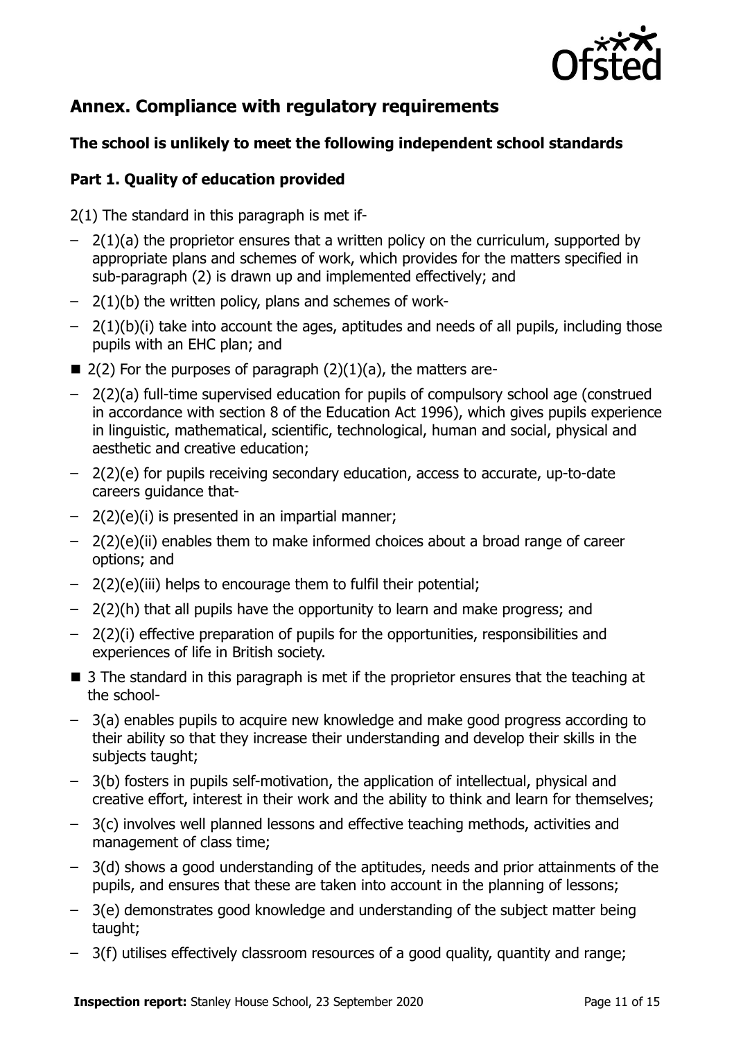## Annex. Compliance with regulatory requirements

### The school is unlikely to meet the following independent school standards

### Part 1. Quality of education provided

2(1) The standard in this paragraph is met if-

- 2(1)(a) the proprietor ensures that a written policy on the curriculum, supported by appropriate plans and schemes of work, which provides for the matters specified in sub-paragraph (2) is drawn up and implemented effectively; and
- 2(1)(b) the written policy, plans and schemes of work-
- 2(1)(b)(i) take into account the ages, aptitudes and needs of all pupils, including those pupils with an EHC plan; and

- 2(2) For the purposes of paragraph (2)(1)(a), the matters are-
  - 2(2)(a) full-time supervised education for pupils of compulsory school age (construed in accordance with section 8 of the Education Act 1996), which gives pupils experience in linguistic, mathematical, scientific, technological, human and social, physical and aesthetic and creative education;
  - 2(2)(e) for pupils receiving secondary education, access to accurate, up-to-date careers guidance that-
  - 2(2)(e)(i) is presented in an impartial manner;
  - 2(2)(e)(ii) enables them to make informed choices about a broad range of career options; and
  - 2(2)(e)(iii) helps to encourage them to fulfil their potential;
  - 2(2)(h) that all pupils have the opportunity to learn and make progress; and
  - 2(2)(i) effective preparation of pupils for the opportunities, responsibilities and experiences of life in British society.

- 3 The standard in this paragraph is met if the proprietor ensures that the teaching at the school-
  - 3(a) enables pupils to acquire new knowledge and make good progress according to their ability so that they increase their understanding and develop their skills in the subjects taught;
  - 3(b) fosters in pupils self-motivation, the application of intellectual, physical and creative effort, interest in their work and the ability to think and learn for themselves;
  - 3(c) involves well planned lessons and effective teaching methods, activities and management of class time;
  - 3(d) shows a good understanding of the aptitudes, needs and prior attainments of the pupils, and ensures that these are taken into account in the planning of lessons;
  - 3(e) demonstrates good knowledge and understanding of the subject matter being taught;
  - 3(f) utilises effectively classroom resources of a good quality, quantity and range;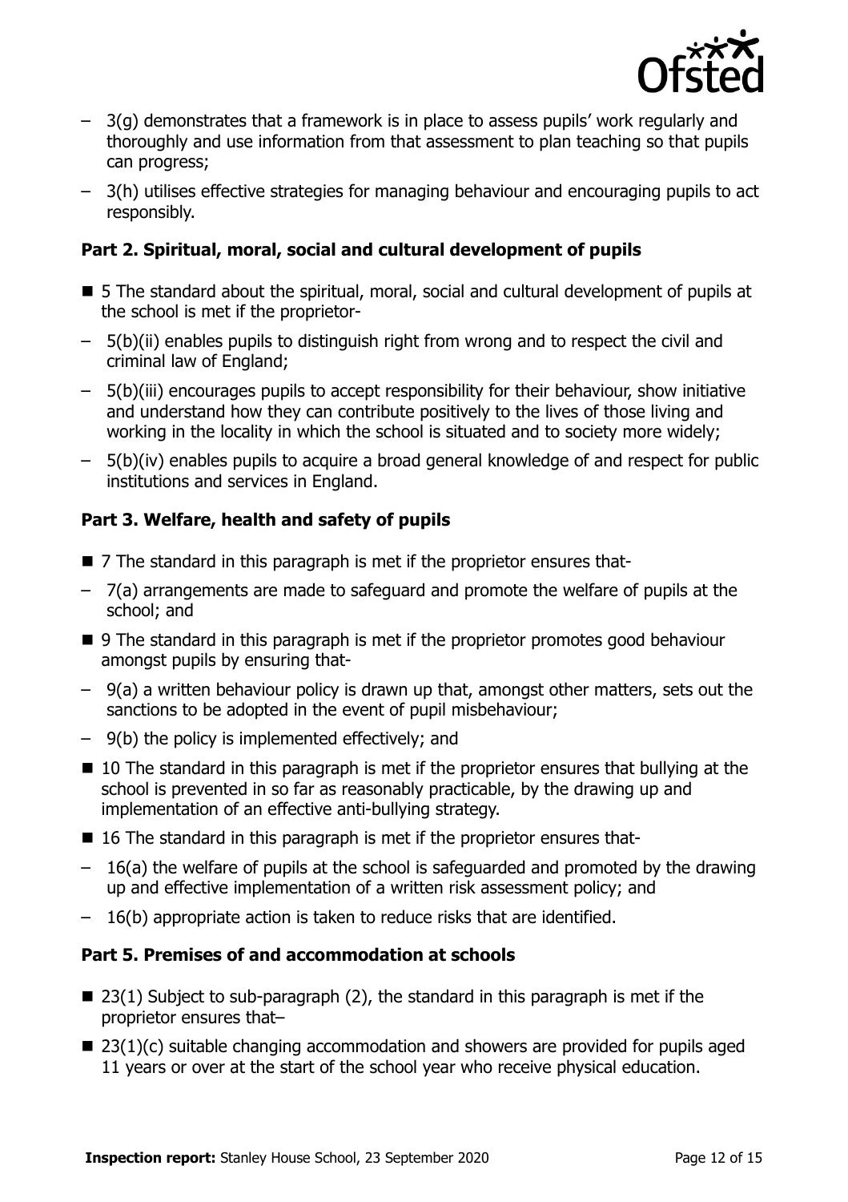- 3(g) demonstrates that a framework is in place to assess pupils' work regularly and thoroughly and use information from that assessment to plan teaching so that pupils can progress;
- 3(h) utilises effective strategies for managing behaviour and encouraging pupils to act responsibly.

### Part 2. Spiritual, moral, social and cultural development of pupils

- 5 The standard about the spiritual, moral, social and cultural development of pupils at the school is met if the proprietor-
  - 5(b)(ii) enables pupils to distinguish right from wrong and to respect the civil and criminal law of England;
  - 5(b)(iii) encourages pupils to accept responsibility for their behaviour, show initiative and understand how they can contribute positively to the lives of those living and working in the locality in which the school is situated and to society more widely;
  - 5(b)(iv) enables pupils to acquire a broad general knowledge of and respect for public institutions and services in England.

### Part 3. Welfare, health and safety of pupils

- 7 The standard in this paragraph is met if the proprietor ensures that-
  - 7(a) arrangements are made to safeguard and promote the welfare of pupils at the school; and
- 9 The standard in this paragraph is met if the proprietor promotes good behaviour amongst pupils by ensuring that-
  - 9(a) a written behaviour policy is drawn up that, amongst other matters, sets out the sanctions to be adopted in the event of pupil misbehaviour;
  - 9(b) the policy is implemented effectively; and
- 10 The standard in this paragraph is met if the proprietor ensures that bullying at the school is prevented in so far as reasonably practicable, by the drawing up and implementation of an effective anti-bullying strategy.
- 16 The standard in this paragraph is met if the proprietor ensures that-
  - 16(a) the welfare of pupils at the school is safeguarded and promoted by the drawing up and effective implementation of a written risk assessment policy; and
  - 16(b) appropriate action is taken to reduce risks that are identified.

### Part 5. Premises of and accommodation at schools

- 23(1) Subject to sub-paragraph (2), the standard in this paragraph is met if the proprietor ensures that–
- 23(1)(c) suitable changing accommodation and showers are provided for pupils aged 11 years or over at the start of the school year who receive physical education.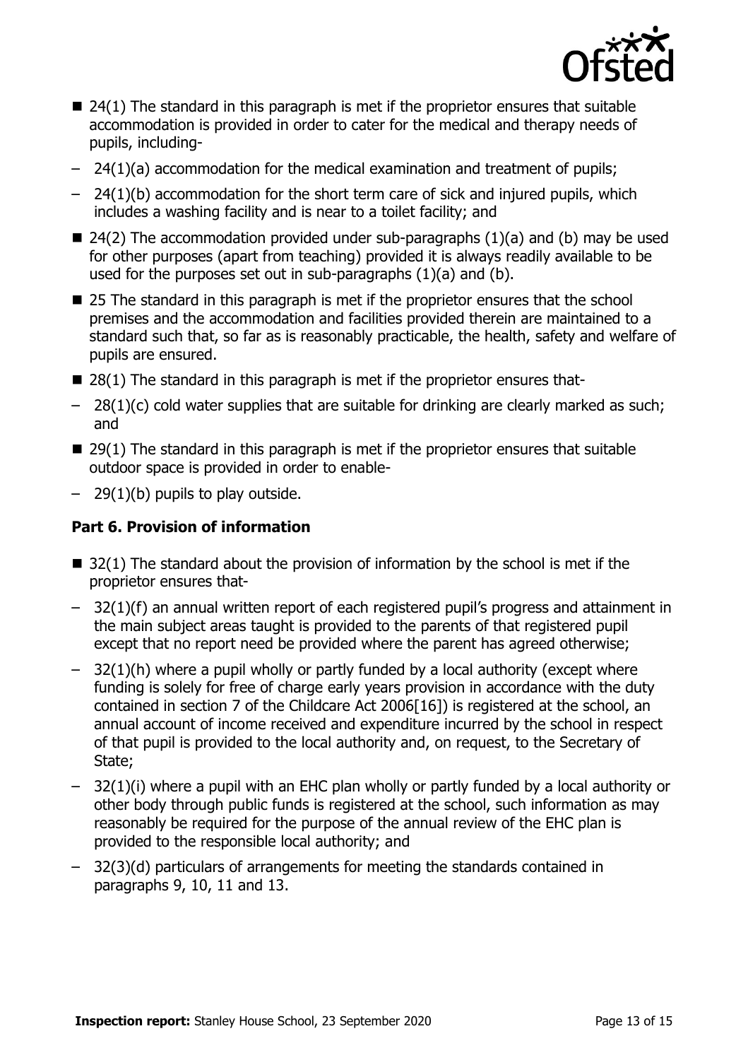- 24(1) The standard in this paragraph is met if the proprietor ensures that suitable accommodation is provided in order to cater for the medical and therapy needs of pupils, including-
  - 24(1)(a) accommodation for the medical examination and treatment of pupils;
  - 24(1)(b) accommodation for the short term care of sick and injured pupils, which includes a washing facility and is near to a toilet facility; and
- 24(2) The accommodation provided under sub-paragraphs (1)(a) and (b) may be used for other purposes (apart from teaching) provided it is always readily available to be used for the purposes set out in sub-paragraphs (1)(a) and (b).
- 25 The standard in this paragraph is met if the proprietor ensures that the school premises and the accommodation and facilities provided therein are maintained to a standard such that, so far as is reasonably practicable, the health, safety and welfare of pupils are ensured.
- 28(1) The standard in this paragraph is met if the proprietor ensures that-
  - 28(1)(c) cold water supplies that are suitable for drinking are clearly marked as such; and
- 29(1) The standard in this paragraph is met if the proprietor ensures that suitable outdoor space is provided in order to enable-
  - 29(1)(b) pupils to play outside.

### Part 6. Provision of information

- 32(1) The standard about the provision of information by the school is met if the proprietor ensures that-
  - 32(1)(f) an annual written report of each registered pupil's progress and attainment in the main subject areas taught is provided to the parents of that registered pupil except that no report need be provided where the parent has agreed otherwise;
  - 32(1)(h) where a pupil wholly or partly funded by a local authority (except where funding is solely for free of charge early years provision in accordance with the duty contained in section 7 of the Childcare Act 2006[16]) is registered at the school, an annual account of income received and expenditure incurred by the school in respect of that pupil is provided to the local authority and, on request, to the Secretary of State;
  - 32(1)(i) where a pupil with an EHC plan wholly or partly funded by a local authority or other body through public funds is registered at the school, such information as may reasonably be required for the purpose of the annual review of the EHC plan is provided to the responsible local authority; and
  - 32(3)(d) particulars of arrangements for meeting the standards contained in paragraphs 9, 10, 11 and 13.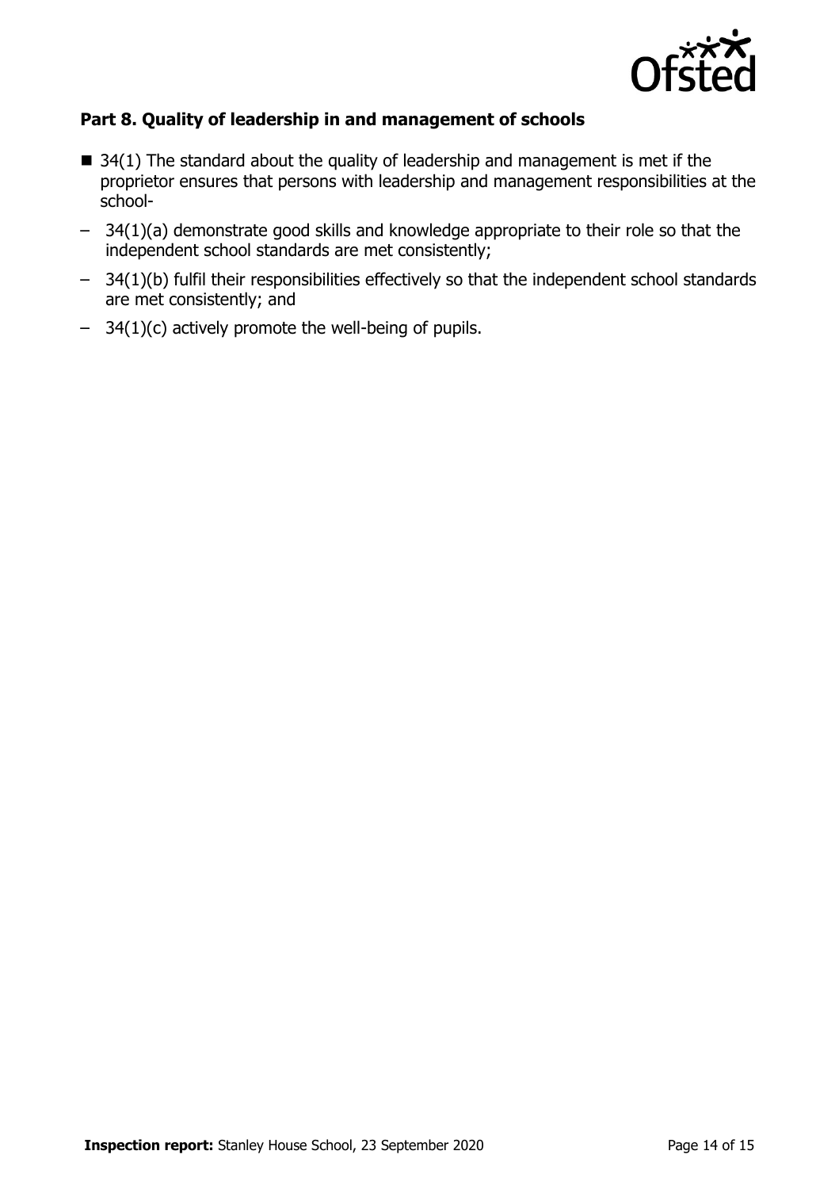### Part 8. Quality of leadership in and management of schools

- 34(1) The standard about the quality of leadership and management is met if the proprietor ensures that persons with leadership and management responsibilities at the school-
  - 34(1)(a) demonstrate good skills and knowledge appropriate to their role so that the independent school standards are met consistently;
  - 34(1)(b) fulfil their responsibilities effectively so that the independent school standards are met consistently; and
  - 34(1)(c) actively promote the well-being of pupils.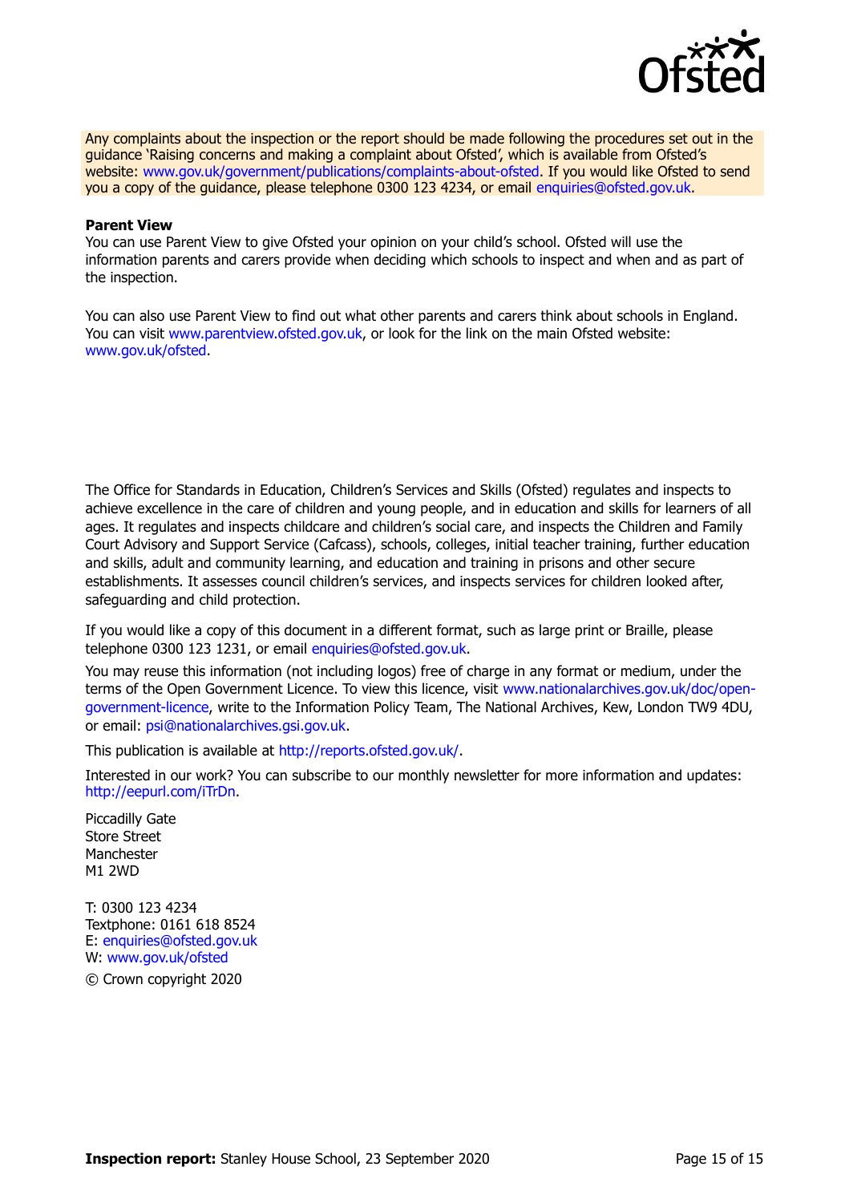Any complaints about the inspection or the report should be made following the procedures set out in the guidance 'Raising concerns and making a complaint about Ofsted', which is available from Ofsted's website: www.gov.uk/government/publications/complaints-about-ofsted. If you would like Ofsted to send you a copy of the guidance, please telephone 0300 123 4234, or email enquiries@ofsted.gov.uk.

**Parent View**
You can use Parent View to give Ofsted your opinion on your child's school. Ofsted will use the information parents and carers provide when deciding which schools to inspect and when and as part of the inspection.

You can also use Parent View to find out what other parents and carers think about schools in England. You can visit www.parentview.ofsted.gov.uk, or look for the link on the main Ofsted website: www.gov.uk/ofsted.

The Office for Standards in Education, Children's Services and Skills (Ofsted) regulates and inspects to achieve excellence in the care of children and young people, and in education and skills for learners of all ages. It regulates and inspects childcare and children's social care, and inspects the Children and Family Court Advisory and Support Service (Cafcass), schools, colleges, initial teacher training, further education and skills, adult and community learning, and education and training in prisons and other secure establishments. It assesses council children's services, and inspects services for children looked after, safeguarding and child protection.

If you would like a copy of this document in a different format, such as large print or Braille, please telephone 0300 123 1231, or email enquiries@ofsted.gov.uk.

You may reuse this information (not including logos) free of charge in any format or medium, under the terms of the Open Government Licence. To view this licence, visit www.nationalarchives.gov.uk/doc/open-government-licence, write to the Information Policy Team, The National Archives, Kew, London TW9 4DU, or email: psi@nationalarchives.gsi.gov.uk.

This publication is available at http://reports.ofsted.gov.uk/.

Interested in our work? You can subscribe to our monthly newsletter for more information and updates: http://eepurl.com/iTrDn.

Piccadilly Gate
Store Street
Manchester
M1 2WD

T: 0300 123 4234
Textphone: 0161 618 8524
E: enquiries@ofsted.gov.uk
W: www.gov.uk/ofsted

© Crown copyright 2020